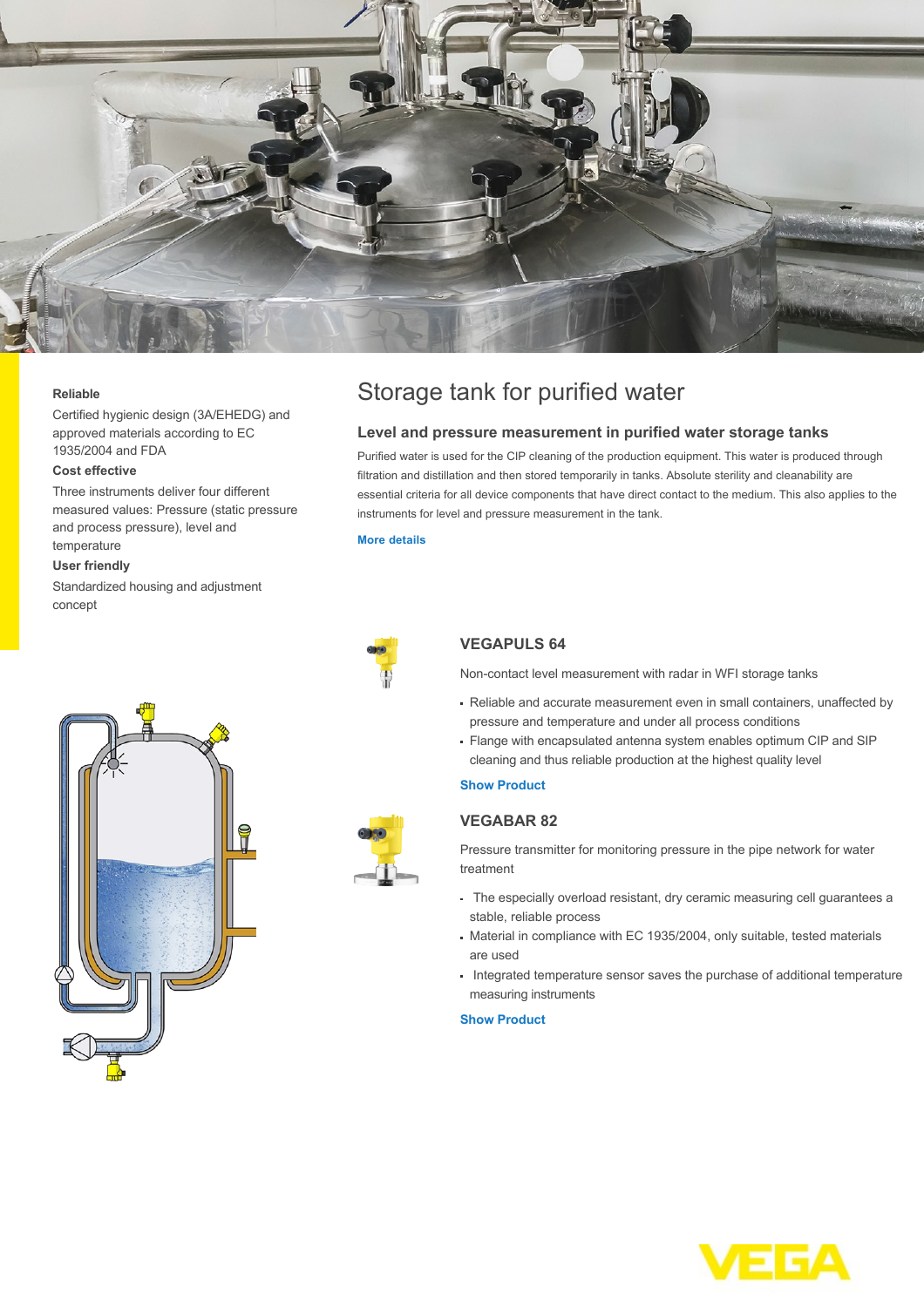# Storage tank for purified water

**Reliable**

Certified hygienic design (3A/EHEDG) and approved materials according to EC 1935/2004 and FDA

**Cost effective**

Three instruments deliver four different measured values: Pressure (static pressure and process pressure), level and temperature

**User friendly**

Standardized housing and adjustment concept

## Level and pressure measurement in purified water storage tanks

Purified water is used for the CIP cleaning of the production equipment. This water is produced through filtration and distillation and then stored temporarily in tanks. Absolute sterility and cleanability are essential criteria for all device components that have direct contact to the medium. This also applies to the instruments for level and pressure measurement in the tank.

More details

### VEGAPULS 64

Non-contact level measurement with radar in WFI storage tanks

- Reliable and accurate measurement even in small containers, unaffected by pressure and temperature and under all process conditions
- Flange with encapsulated antenna system enables optimum CIP and SIP cleaning and thus reliable production at the highest quality level

Show Product

### VEGABAR 82

Pressure transmitter for monitoring pressure in the pipe network for water treatment

- The especially overload resistant, dry ceramic measuring cell guarantees a stable, reliable process
- Material in compliance with EC 1935/2004, only suitable, tested materials are used
- Integrated temperature sensor saves the purchase of additional temperature measuring instruments

Show Product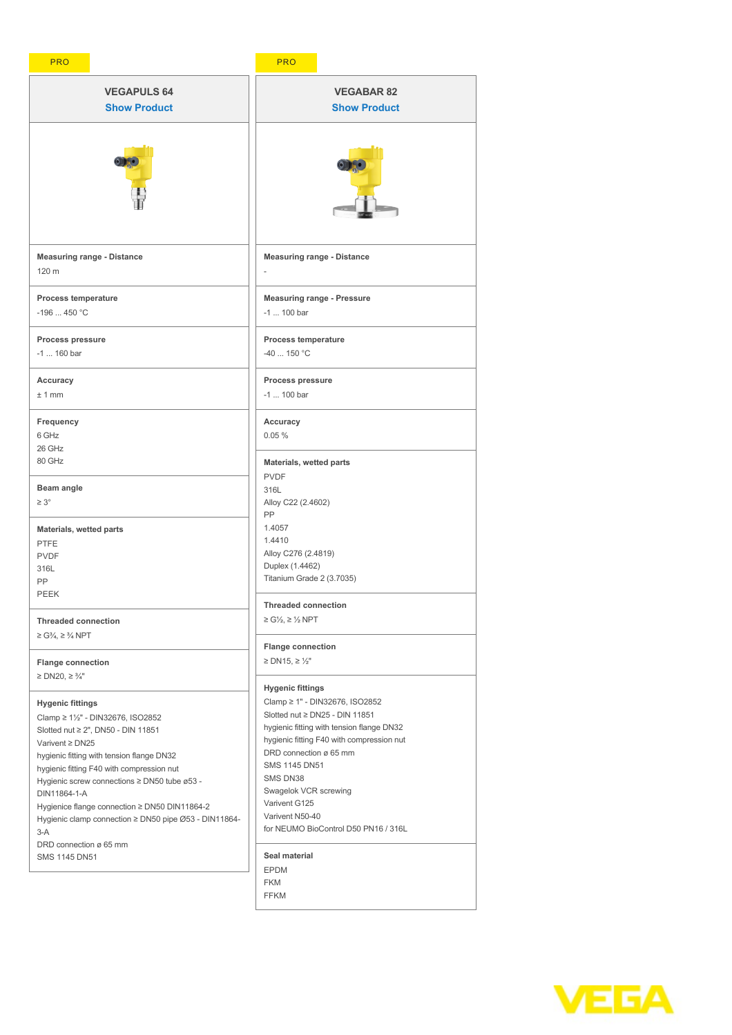PRO

## VEGAPULS 64

Show Product

**Measuring range - Distance**
120 m

**Process temperature**
-196 ... 450 °C

**Process pressure**
-1 ... 160 bar

**Accuracy**
± 1 mm

**Frequency**
6 GHz
26 GHz
80 GHz

**Beam angle**
≥ 3°

**Materials, wetted parts**
PTFE
PVDF
316L
PP
PEEK

**Threaded connection**
≥ G¾, ≥ ¾ NPT

**Flange connection**
≥ DN20, ≥ ¾"

**Hygenic fittings**
Clamp ≥ 1½" - DIN32676, ISO2852
Slotted nut ≥ 2", DN50 - DIN 11851
Varivent ≥ DN25
hygienic fitting with tension flange DN32
hygienic fitting F40 with compression nut
Hygienic screw connections ≥ DN50 tube ø53 - DIN11864-1-A
Hygienice flange connection ≥ DN50 DIN11864-2
Hygienic clamp connection ≥ DN50 pipe Ø53 - DIN11864-3-A
DRD connection ø 65 mm
SMS 1145 DN51

PRO

## VEGABAR 82

Show Product

**Measuring range - Distance**
-

**Measuring range - Pressure**
-1 ... 100 bar

**Process temperature**
-40 ... 150 °C

**Process pressure**
-1 ... 100 bar

**Accuracy**
0.05 %

**Materials, wetted parts**
PVDF
316L
Alloy C22 (2.4602)
PP
1.4057
1.4410
Alloy C276 (2.4819)
Duplex (1.4462)
Titanium Grade 2 (3.7035)

**Threaded connection**
≥ G½, ≥ ½ NPT

**Flange connection**
≥ DN15, ≥ ½"

**Hygenic fittings**
Clamp ≥ 1" - DIN32676, ISO2852
Slotted nut ≥ DN25 - DIN 11851
hygienic fitting with tension flange DN32
hygienic fitting F40 with compression nut
DRD connection ø 65 mm
SMS 1145 DN51
SMS DN38
Swagelok VCR screwing
Varivent G125
Varivent N50-40
for NEUMO BioControl D50 PN16 / 316L

**Seal material**
EPDM
FKM
FFKM